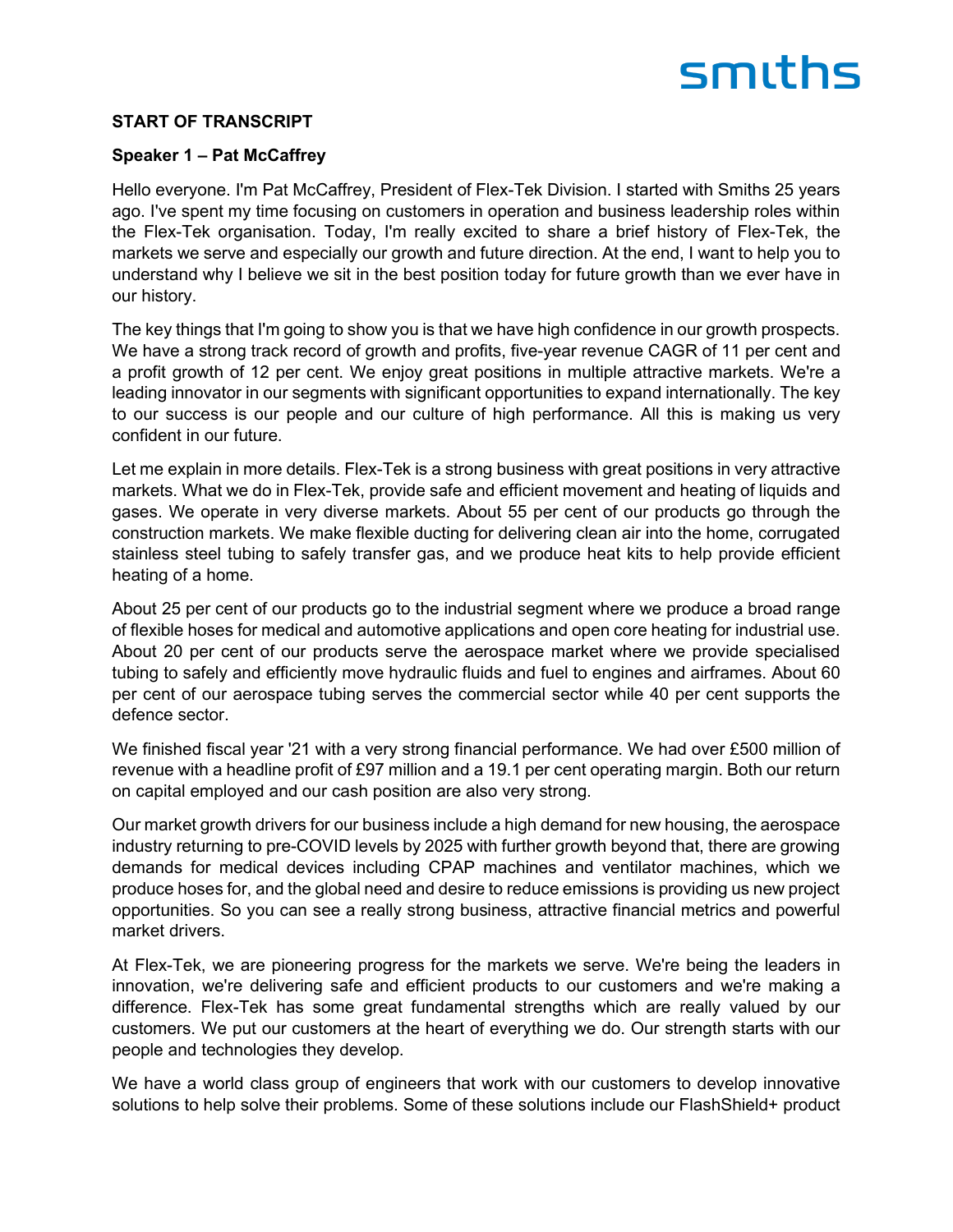**START OF TRANSCRIPT**

**Speaker 1 – Pat McCaffrey**

Hello everyone. I'm Pat McCaffrey, President of Flex-Tek Division. I started with Smiths 25 years ago. I've spent my time focusing on customers in operation and business leadership roles within the Flex-Tek organisation. Today, I'm really excited to share a brief history of Flex-Tek, the markets we serve and especially our growth and future direction. At the end, I want to help you to understand why I believe we sit in the best position today for future growth than we ever have in our history.

The key things that I'm going to show you is that we have high confidence in our growth prospects. We have a strong track record of growth and profits, five-year revenue CAGR of 11 per cent and a profit growth of 12 per cent. We enjoy great positions in multiple attractive markets. We're a leading innovator in our segments with significant opportunities to expand internationally. The key to our success is our people and our culture of high performance. All this is making us very confident in our future.

Let me explain in more details. Flex-Tek is a strong business with great positions in very attractive markets. What we do in Flex-Tek, provide safe and efficient movement and heating of liquids and gases. We operate in very diverse markets. About 55 per cent of our products go through the construction markets. We make flexible ducting for delivering clean air into the home, corrugated stainless steel tubing to safely transfer gas, and we produce heat kits to help provide efficient heating of a home.

About 25 per cent of our products go to the industrial segment where we produce a broad range of flexible hoses for medical and automotive applications and open core heating for industrial use. About 20 per cent of our products serve the aerospace market where we provide specialised tubing to safely and efficiently move hydraulic fluids and fuel to engines and airframes. About 60 per cent of our aerospace tubing serves the commercial sector while 40 per cent supports the defence sector.

We finished fiscal year '21 with a very strong financial performance. We had over £500 million of revenue with a headline profit of £97 million and a 19.1 per cent operating margin. Both our return on capital employed and our cash position are also very strong.

Our market growth drivers for our business include a high demand for new housing, the aerospace industry returning to pre-COVID levels by 2025 with further growth beyond that, there are growing demands for medical devices including CPAP machines and ventilator machines, which we produce hoses for, and the global need and desire to reduce emissions is providing us new project opportunities. So you can see a really strong business, attractive financial metrics and powerful market drivers.

At Flex-Tek, we are pioneering progress for the markets we serve. We're being the leaders in innovation, we're delivering safe and efficient products to our customers and we're making a difference. Flex-Tek has some great fundamental strengths which are really valued by our customers. We put our customers at the heart of everything we do. Our strength starts with our people and technologies they develop.

We have a world class group of engineers that work with our customers to develop innovative solutions to help solve their problems. Some of these solutions include our FlashShield+ product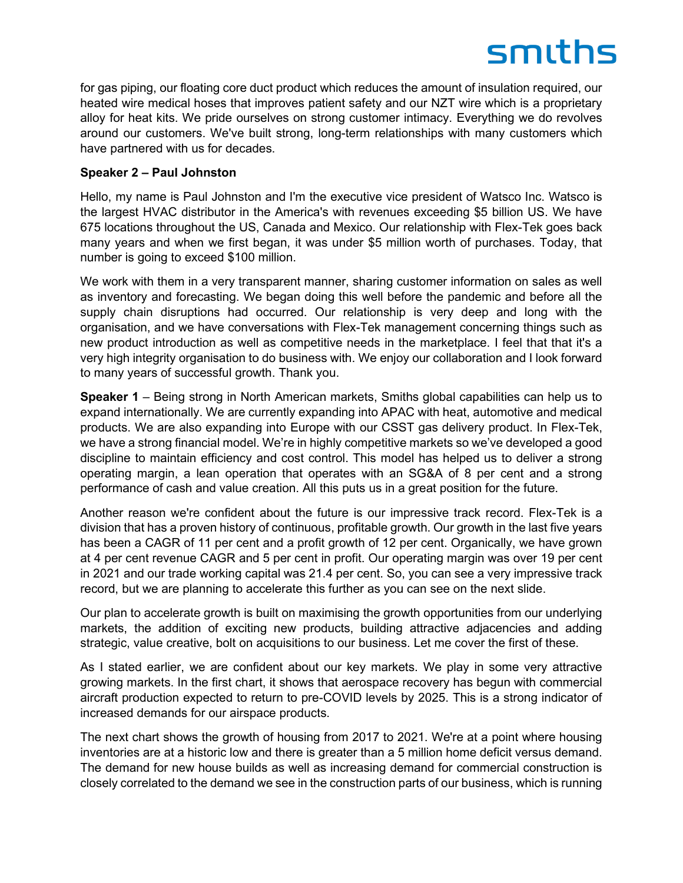for gas piping, our floating core duct product which reduces the amount of insulation required, our heated wire medical hoses that improves patient safety and our NZT wire which is a proprietary alloy for heat kits. We pride ourselves on strong customer intimacy. Everything we do revolves around our customers. We've built strong, long-term relationships with many customers which have partnered with us for decades.

**Speaker 2 – Paul Johnston**

Hello, my name is Paul Johnston and I'm the executive vice president of Watsco Inc. Watsco is the largest HVAC distributor in the America's with revenues exceeding $5 billion US. We have 675 locations throughout the US, Canada and Mexico. Our relationship with Flex-Tek goes back many years and when we first began, it was under $5 million worth of purchases. Today, that number is going to exceed $100 million.

We work with them in a very transparent manner, sharing customer information on sales as well as inventory and forecasting. We began doing this well before the pandemic and before all the supply chain disruptions had occurred. Our relationship is very deep and long with the organisation, and we have conversations with Flex-Tek management concerning things such as new product introduction as well as competitive needs in the marketplace. I feel that that it's a very high integrity organisation to do business with. We enjoy our collaboration and I look forward to many years of successful growth. Thank you.

**Speaker 1** – Being strong in North American markets, Smiths global capabilities can help us to expand internationally. We are currently expanding into APAC with heat, automotive and medical products. We are also expanding into Europe with our CSST gas delivery product. In Flex-Tek, we have a strong financial model. We're in highly competitive markets so we've developed a good discipline to maintain efficiency and cost control. This model has helped us to deliver a strong operating margin, a lean operation that operates with an SG&A of 8 per cent and a strong performance of cash and value creation. All this puts us in a great position for the future.

Another reason we're confident about the future is our impressive track record. Flex-Tek is a division that has a proven history of continuous, profitable growth. Our growth in the last five years has been a CAGR of 11 per cent and a profit growth of 12 per cent. Organically, we have grown at 4 per cent revenue CAGR and 5 per cent in profit. Our operating margin was over 19 per cent in 2021 and our trade working capital was 21.4 per cent. So, you can see a very impressive track record, but we are planning to accelerate this further as you can see on the next slide.

Our plan to accelerate growth is built on maximising the growth opportunities from our underlying markets, the addition of exciting new products, building attractive adjacencies and adding strategic, value creative, bolt on acquisitions to our business. Let me cover the first of these.

As I stated earlier, we are confident about our key markets. We play in some very attractive growing markets. In the first chart, it shows that aerospace recovery has begun with commercial aircraft production expected to return to pre-COVID levels by 2025. This is a strong indicator of increased demands for our airspace products.

The next chart shows the growth of housing from 2017 to 2021. We're at a point where housing inventories are at a historic low and there is greater than a 5 million home deficit versus demand. The demand for new house builds as well as increasing demand for commercial construction is closely correlated to the demand we see in the construction parts of our business, which is running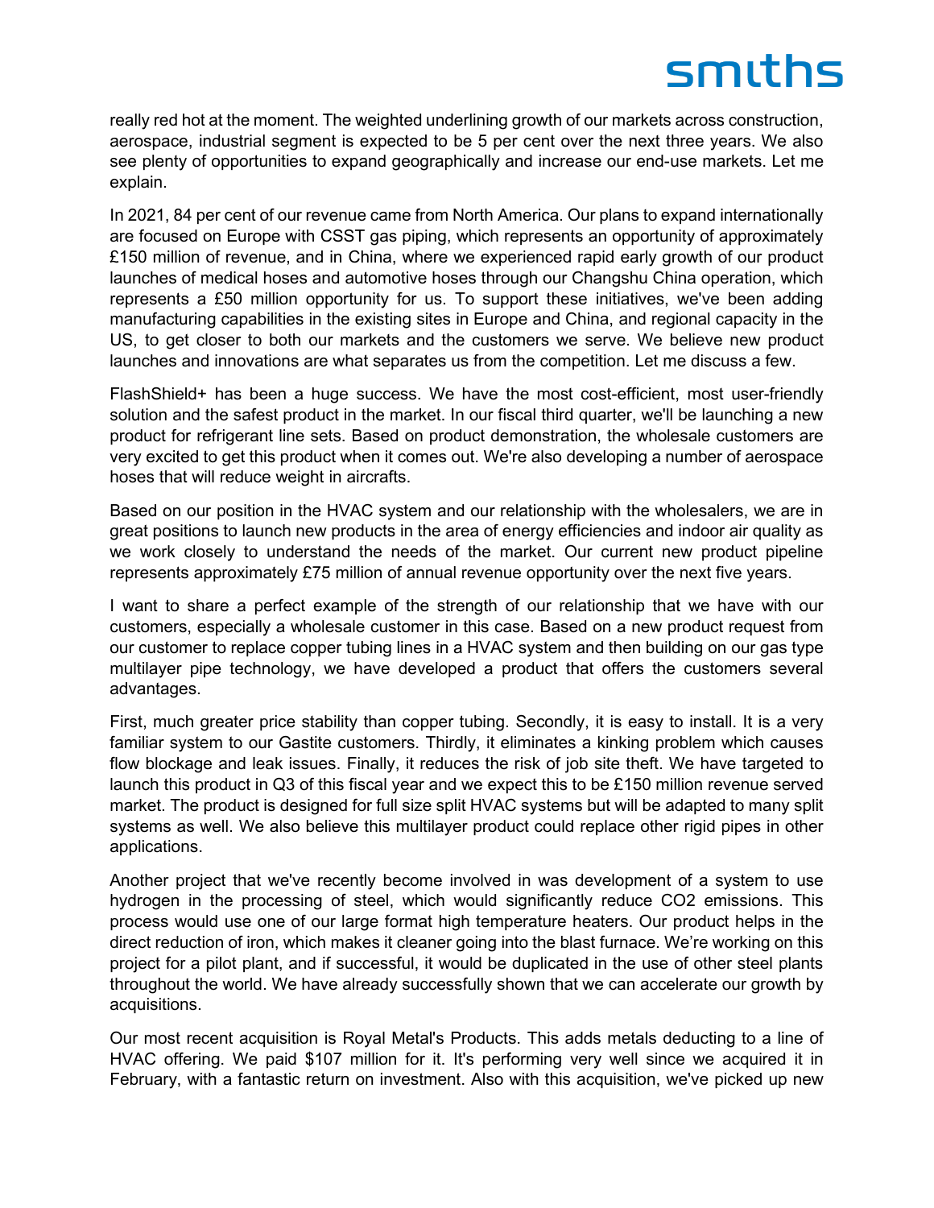really red hot at the moment. The weighted underlining growth of our markets across construction, aerospace, industrial segment is expected to be 5 per cent over the next three years. We also see plenty of opportunities to expand geographically and increase our end-use markets. Let me explain.

In 2021, 84 per cent of our revenue came from North America. Our plans to expand internationally are focused on Europe with CSST gas piping, which represents an opportunity of approximately £150 million of revenue, and in China, where we experienced rapid early growth of our product launches of medical hoses and automotive hoses through our Changshu China operation, which represents a £50 million opportunity for us. To support these initiatives, we've been adding manufacturing capabilities in the existing sites in Europe and China, and regional capacity in the US, to get closer to both our markets and the customers we serve. We believe new product launches and innovations are what separates us from the competition. Let me discuss a few.

FlashShield+ has been a huge success. We have the most cost-efficient, most user-friendly solution and the safest product in the market. In our fiscal third quarter, we'll be launching a new product for refrigerant line sets. Based on product demonstration, the wholesale customers are very excited to get this product when it comes out. We're also developing a number of aerospace hoses that will reduce weight in aircrafts.

Based on our position in the HVAC system and our relationship with the wholesalers, we are in great positions to launch new products in the area of energy efficiencies and indoor air quality as we work closely to understand the needs of the market. Our current new product pipeline represents approximately £75 million of annual revenue opportunity over the next five years.

I want to share a perfect example of the strength of our relationship that we have with our customers, especially a wholesale customer in this case. Based on a new product request from our customer to replace copper tubing lines in a HVAC system and then building on our gas type multilayer pipe technology, we have developed a product that offers the customers several advantages.

First, much greater price stability than copper tubing. Secondly, it is easy to install. It is a very familiar system to our Gastite customers. Thirdly, it eliminates a kinking problem which causes flow blockage and leak issues. Finally, it reduces the risk of job site theft. We have targeted to launch this product in Q3 of this fiscal year and we expect this to be £150 million revenue served market. The product is designed for full size split HVAC systems but will be adapted to many split systems as well. We also believe this multilayer product could replace other rigid pipes in other applications.

Another project that we've recently become involved in was development of a system to use hydrogen in the processing of steel, which would significantly reduce $CO_2$ emissions. This process would use one of our large format high temperature heaters. Our product helps in the direct reduction of iron, which makes it cleaner going into the blast furnace. We're working on this project for a pilot plant, and if successful, it would be duplicated in the use of other steel plants throughout the world. We have already successfully shown that we can accelerate our growth by acquisitions.

Our most recent acquisition is Royal Metal's Products. This adds metals deducting to a line of HVAC offering. We paid $107 million for it. It's performing very well since we acquired it in February, with a fantastic return on investment. Also with this acquisition, we've picked up new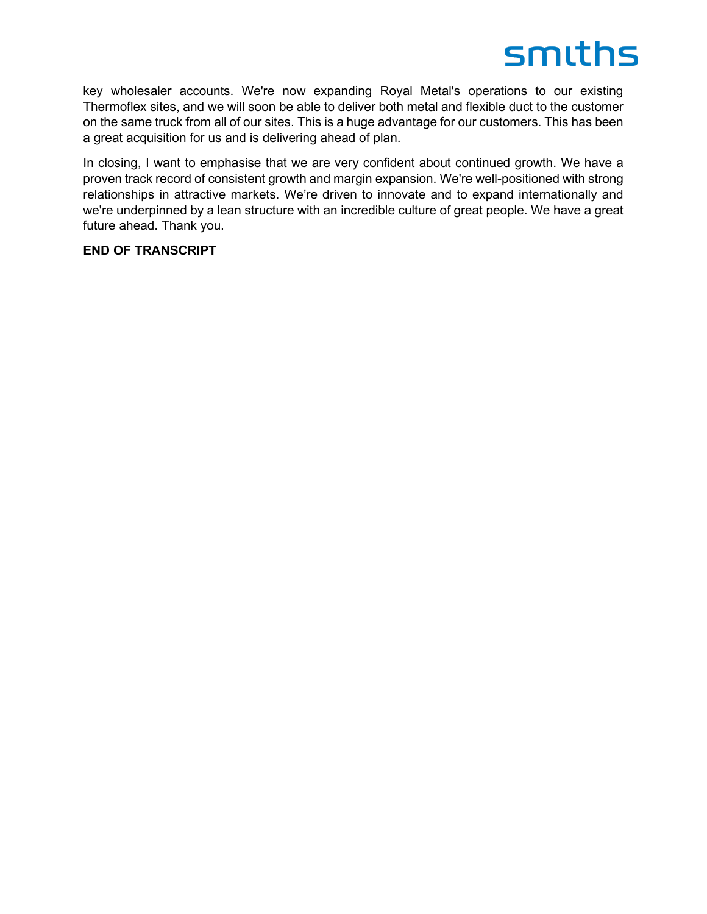key wholesaler accounts. We're now expanding Royal Metal's operations to our existing Thermoflex sites, and we will soon be able to deliver both metal and flexible duct to the customer on the same truck from all of our sites. This is a huge advantage for our customers. This has been a great acquisition for us and is delivering ahead of plan.

In closing, I want to emphasise that we are very confident about continued growth. We have a proven track record of consistent growth and margin expansion. We're well-positioned with strong relationships in attractive markets. We're driven to innovate and to expand internationally and we're underpinned by a lean structure with an incredible culture of great people. We have a great future ahead. Thank you.

**END OF TRANSCRIPT**